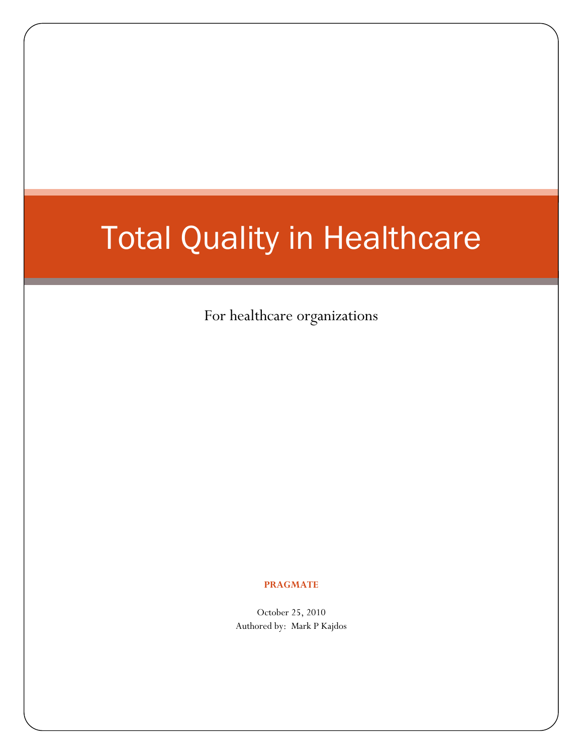# Total Quality in Healthcare

For healthcare organizations

**PRAGMATE**

October 25, 2010

Authored by: Mark P Kajdos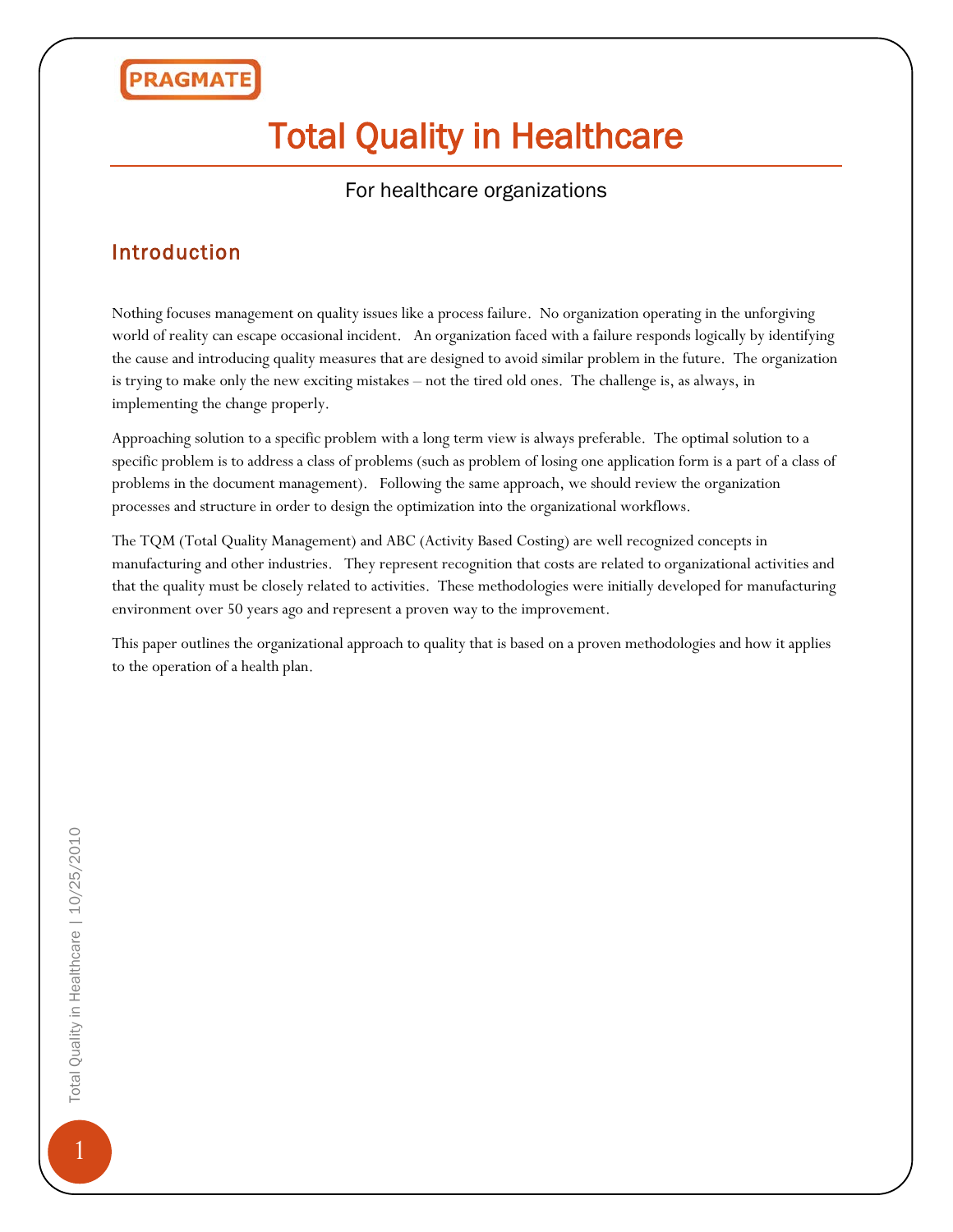# Total Quality in Healthcare

For healthcare organizations

## Introduction

Nothing focuses management on quality issues like a process failure. No organization operating in the unforgiving world of reality can escape occasional incident. An organization faced with a failure responds logically by identifying the cause and introducing quality measures that are designed to avoid similar problem in the future. The organization is trying to make only the new exciting mistakes – not the tired old ones. The challenge is, as always, in implementing the change properly.

Approaching solution to a specific problem with a long term view is always preferable. The optimal solution to a specific problem is to address a class of problems (such as problem of losing one application form is a part of a class of problems in the document management). Following the same approach, we should review the organization processes and structure in order to design the optimization into the organizational workflows.

The TQM (Total Quality Management) and ABC (Activity Based Costing) are well recognized concepts in manufacturing and other industries. They represent recognition that costs are related to organizational activities and that the quality must be closely related to activities. These methodologies were initially developed for manufacturing environment over 50 years ago and represent a proven way to the improvement.

This paper outlines the organizational approach to quality that is based on a proven methodologies and how it applies to the operation of a health plan.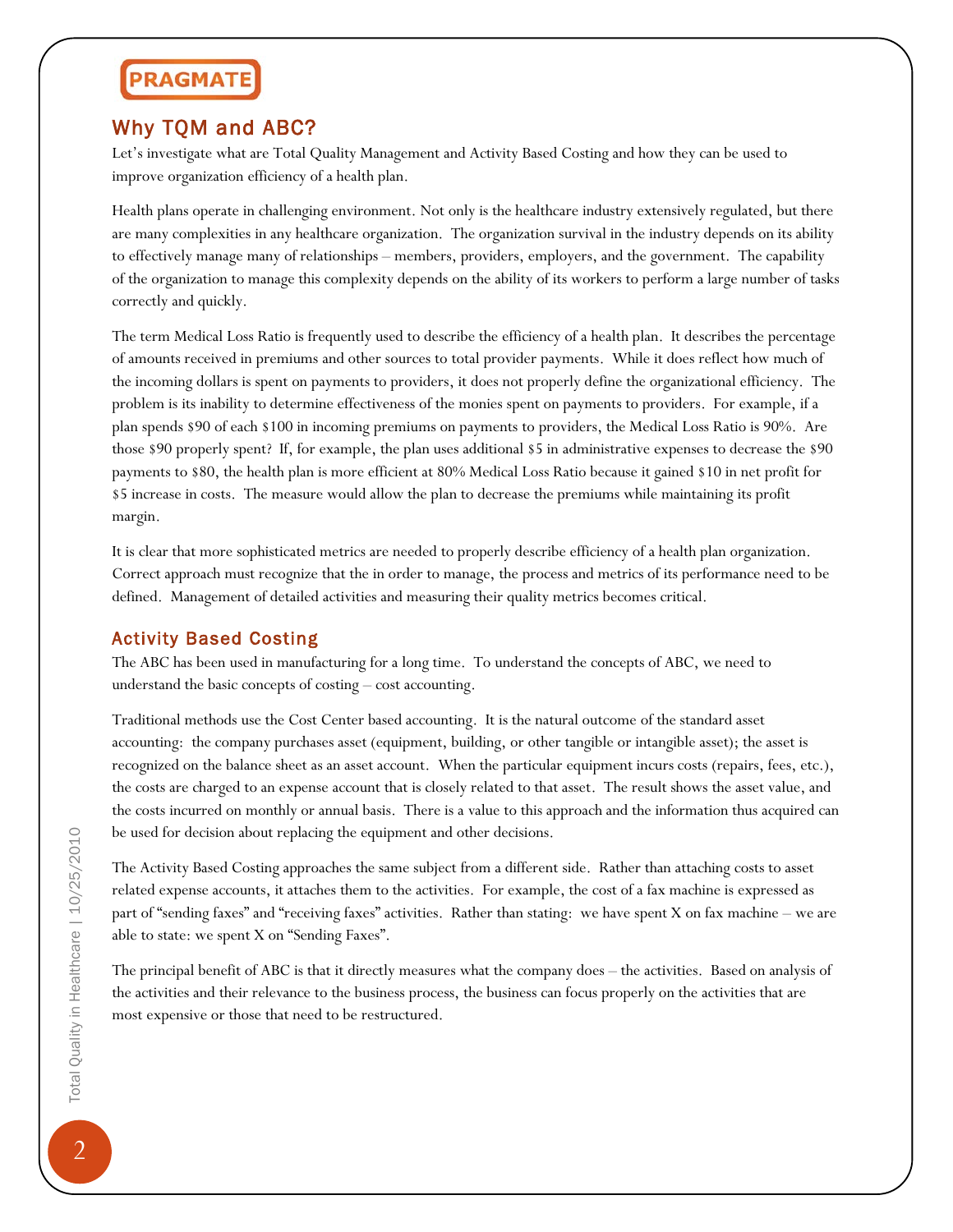## Why TQM and ABC?

Let's investigate what are Total Quality Management and Activity Based Costing and how they can be used to improve organization efficiency of a health plan.

Health plans operate in challenging environment. Not only is the healthcare industry extensively regulated, but there are many complexities in any healthcare organization. The organization survival in the industry depends on its ability to effectively manage many of relationships – members, providers, employers, and the government. The capability of the organization to manage this complexity depends on the ability of its workers to perform a large number of tasks correctly and quickly.

The term Medical Loss Ratio is frequently used to describe the efficiency of a health plan. It describes the percentage of amounts received in premiums and other sources to total provider payments. While it does reflect how much of the incoming dollars is spent on payments to providers, it does not properly define the organizational efficiency. The problem is its inability to determine effectiveness of the monies spent on payments to providers. For example, if a plan spends $90 of each $100 in incoming premiums on payments to providers, the Medical Loss Ratio is 90%. Are those $90 properly spent? If, for example, the plan uses additional $5 in administrative expenses to decrease the $90 payments to $80, the health plan is more efficient at 80% Medical Loss Ratio because it gained $10 in net profit for $5 increase in costs. The measure would allow the plan to decrease the premiums while maintaining its profit margin.

It is clear that more sophisticated metrics are needed to properly describe efficiency of a health plan organization. Correct approach must recognize that the in order to manage, the process and metrics of its performance need to be defined. Management of detailed activities and measuring their quality metrics becomes critical.

### Activity Based Costing

The ABC has been used in manufacturing for a long time. To understand the concepts of ABC, we need to understand the basic concepts of costing – cost accounting.

Traditional methods use the Cost Center based accounting. It is the natural outcome of the standard asset accounting: the company purchases asset (equipment, building, or other tangible or intangible asset); the asset is recognized on the balance sheet as an asset account. When the particular equipment incurs costs (repairs, fees, etc.), the costs are charged to an expense account that is closely related to that asset. The result shows the asset value, and the costs incurred on monthly or annual basis. There is a value to this approach and the information thus acquired can be used for decision about replacing the equipment and other decisions.

The Activity Based Costing approaches the same subject from a different side. Rather than attaching costs to asset related expense accounts, it attaches them to the activities. For example, the cost of a fax machine is expressed as part of "sending faxes" and "receiving faxes" activities. Rather than stating: we have spent X on fax machine – we are able to state: we spent X on "Sending Faxes".

The principal benefit of ABC is that it directly measures what the company does – the activities. Based on analysis of the activities and their relevance to the business process, the business can focus properly on the activities that are most expensive or those that need to be restructured.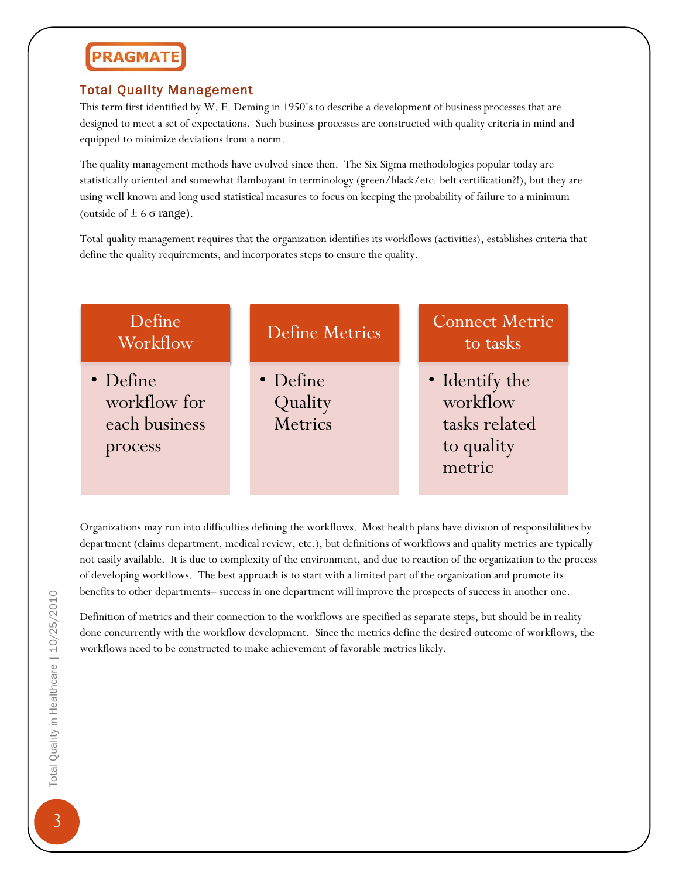## Total Quality Management

This term first identified by W. E. Deming in 1950's to describe a development of business processes that are designed to meet a set of expectations. Such business processes are constructed with quality criteria in mind and equipped to minimize deviations from a norm.

The quality management methods have evolved since then. The Six Sigma methodologies popular today are statistically oriented and somewhat flamboyant in terminology (green/black/etc. belt certification?!), but they are using well known and long used statistical measures to focus on keeping the probability of failure to a minimum (outside of $\pm 6\ \sigma$ range).

Total quality management requires that the organization identifies its workflows (activities), establishes criteria that define the quality requirements, and incorporates steps to ensure the quality.

| Define Workflow | Define Metrics | Connect Metric to tasks |
| --- | --- | --- |
| • Define workflow for each business process | • Define Quality Metrics | • Identify the workflow tasks related to quality metric |

Organizations may run into difficulties defining the workflows. Most health plans have division of responsibilities by department (claims department, medical review, etc.), but definitions of workflows and quality metrics are typically not easily available. It is due to complexity of the environment, and due to reaction of the organization to the process of developing workflows. The best approach is to start with a limited part of the organization and promote its benefits to other departments– success in one department will improve the prospects of success in another one.

Definition of metrics and their connection to the workflows are specified as separate steps, but should be in reality done concurrently with the workflow development. Since the metrics define the desired outcome of workflows, the workflows need to be constructed to make achievement of favorable metrics likely.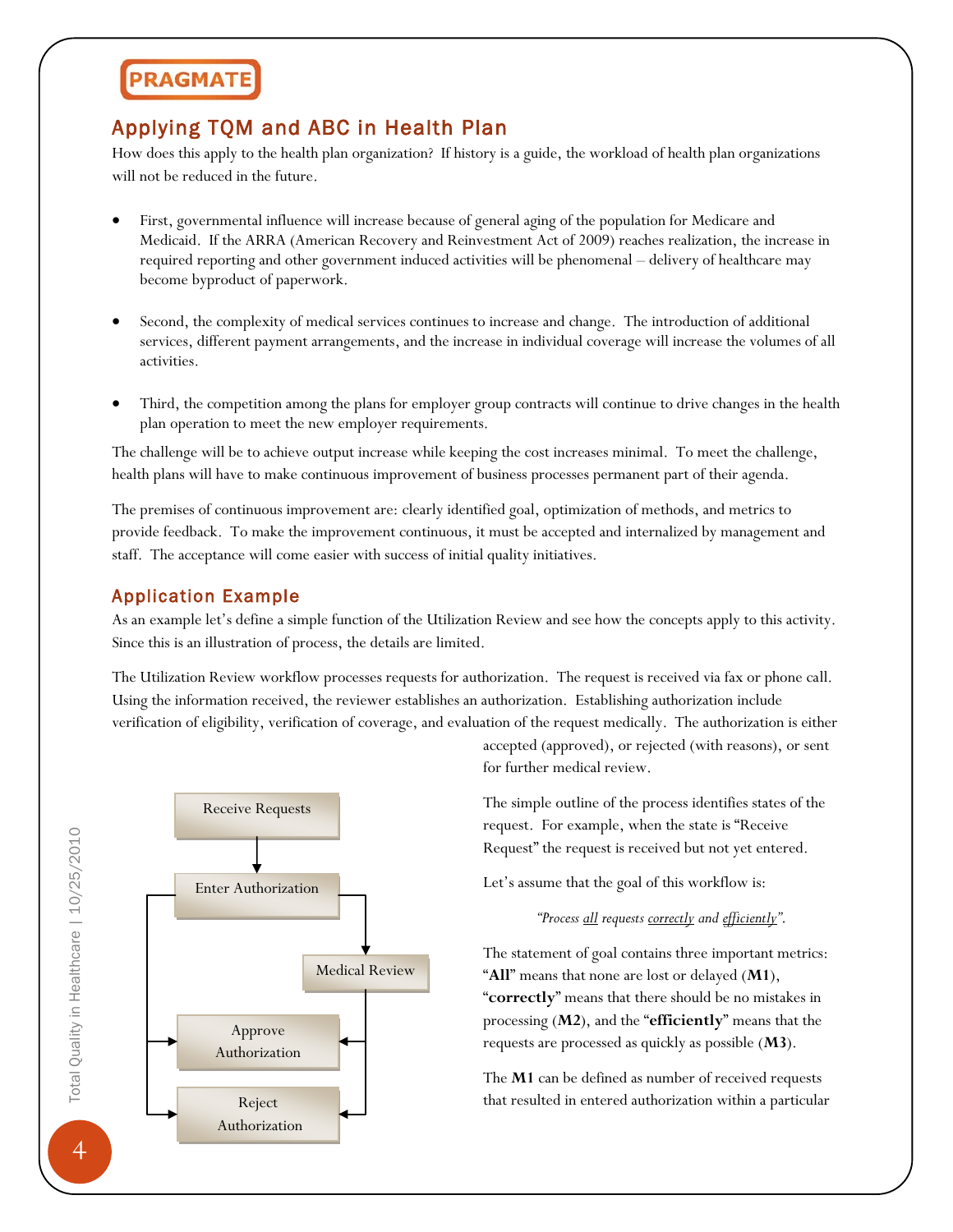## Applying TQM and ABC in Health Plan

How does this apply to the health plan organization? If history is a guide, the workload of health plan organizations will not be reduced in the future.

- First, governmental influence will increase because of general aging of the population for Medicare and Medicaid. If the ARRA (American Recovery and Reinvestment Act of 2009) reaches realization, the increase in required reporting and other government induced activities will be phenomenal – delivery of healthcare may become byproduct of paperwork.
- Second, the complexity of medical services continues to increase and change. The introduction of additional services, different payment arrangements, and the increase in individual coverage will increase the volumes of all activities.
- Third, the competition among the plans for employer group contracts will continue to drive changes in the health plan operation to meet the new employer requirements.

The challenge will be to achieve output increase while keeping the cost increases minimal. To meet the challenge, health plans will have to make continuous improvement of business processes permanent part of their agenda.

The premises of continuous improvement are: clearly identified goal, optimization of methods, and metrics to provide feedback. To make the improvement continuous, it must be accepted and internalized by management and staff. The acceptance will come easier with success of initial quality initiatives.

### Application Example

As an example let's define a simple function of the Utilization Review and see how the concepts apply to this activity. Since this is an illustration of process, the details are limited.

The Utilization Review workflow processes requests for authorization. The request is received via fax or phone call. Using the information received, the reviewer establishes an authorization. Establishing authorization include verification of eligibility, verification of coverage, and evaluation of the request medically. The authorization is either accepted (approved), or rejected (with reasons), or sent for further medical review.

Receive Requests → Enter Authorization → Medical Review / Approve Authorization / Reject Authorization

The simple outline of the process identifies states of the request. For example, when the state is "Receive Request" the request is received but not yet entered.

Let's assume that the goal of this workflow is:

*"Process all requests correctly and efficiently".*

The statement of goal contains three important metrics: "**All**" means that none are lost or delayed (**M1**), "**correctly**" means that there should be no mistakes in processing (**M2**), and the "**efficiently**" means that the requests are processed as quickly as possible (**M3**).

The **M1** can be defined as number of received requests that resulted in entered authorization within a particular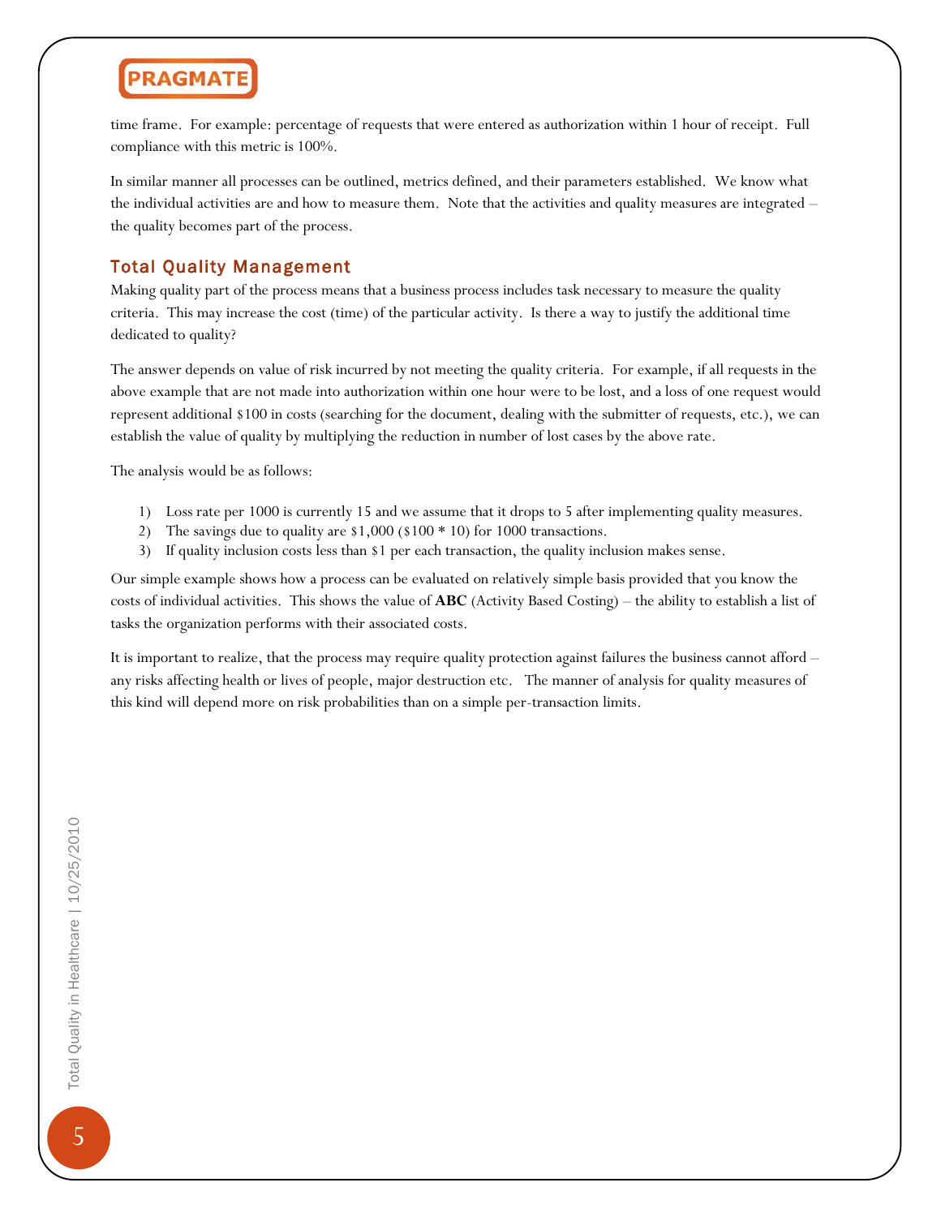time frame. For example: percentage of requests that were entered as authorization within 1 hour of receipt. Full compliance with this metric is 100%.

In similar manner all processes can be outlined, metrics defined, and their parameters established. We know what the individual activities are and how to measure them. Note that the activities and quality measures are integrated – the quality becomes part of the process.

## Total Quality Management

Making quality part of the process means that a business process includes task necessary to measure the quality criteria. This may increase the cost (time) of the particular activity. Is there a way to justify the additional time dedicated to quality?

The answer depends on value of risk incurred by not meeting the quality criteria. For example, if all requests in the above example that are not made into authorization within one hour were to be lost, and a loss of one request would represent additional $100 in costs (searching for the document, dealing with the submitter of requests, etc.), we can establish the value of quality by multiplying the reduction in number of lost cases by the above rate.

The analysis would be as follows:

1) Loss rate per 1000 is currently 15 and we assume that it drops to 5 after implementing quality measures.
2) The savings due to quality are $1,000 ($100 * 10) for 1000 transactions.
3) If quality inclusion costs less than $1 per each transaction, the quality inclusion makes sense.

Our simple example shows how a process can be evaluated on relatively simple basis provided that you know the costs of individual activities. This shows the value of **ABC** (Activity Based Costing) – the ability to establish a list of tasks the organization performs with their associated costs.

It is important to realize, that the process may require quality protection against failures the business cannot afford – any risks affecting health or lives of people, major destruction etc. The manner of analysis for quality measures of this kind will depend more on risk probabilities than on a simple per-transaction limits.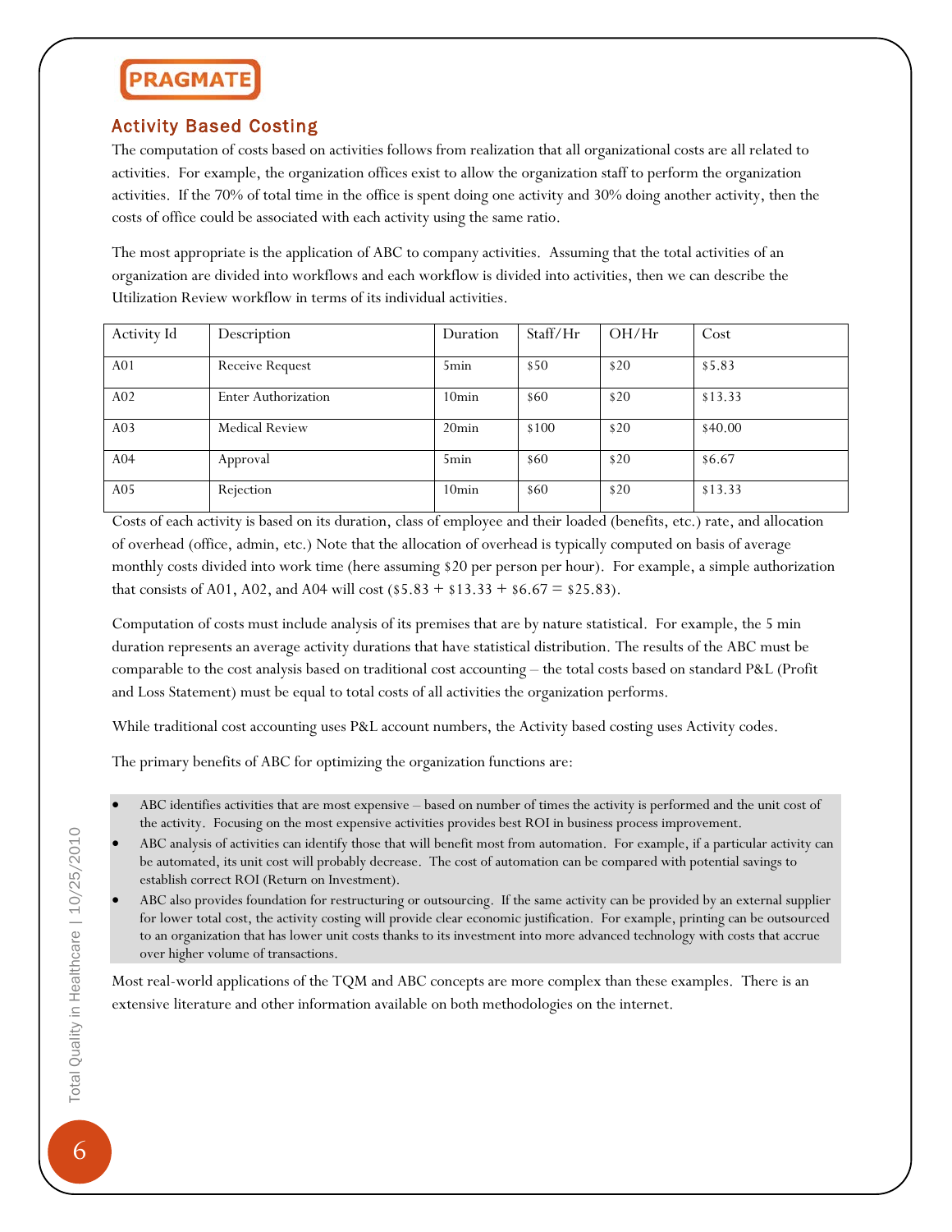## Activity Based Costing

The computation of costs based on activities follows from realization that all organizational costs are all related to activities. For example, the organization offices exist to allow the organization staff to perform the organization activities. If the 70% of total time in the office is spent doing one activity and 30% doing another activity, then the costs of office could be associated with each activity using the same ratio.

The most appropriate is the application of ABC to company activities. Assuming that the total activities of an organization are divided into workflows and each workflow is divided into activities, then we can describe the Utilization Review workflow in terms of its individual activities.

| Activity Id | Description | Duration | Staff/Hr | OH/Hr | Cost |
|---|---|---|---|---|---|
| A01 | Receive Request | 5min | $50 | $20 | $5.83 |
| A02 | Enter Authorization | 10min | $60 | $20 | $13.33 |
| A03 | Medical Review | 20min | $100 | $20 | $40.00 |
| A04 | Approval | 5min | $60 | $20 | $6.67 |
| A05 | Rejection | 10min | $60 | $20 | $13.33 |

Costs of each activity is based on its duration, class of employee and their loaded (benefits, etc.) rate, and allocation of overhead (office, admin, etc.) Note that the allocation of overhead is typically computed on basis of average monthly costs divided into work time (here assuming $20 per person per hour). For example, a simple authorization that consists of A01, A02, and A04 will cost ($5.83 + $13.33 + $6.67 = $25.83).

Computation of costs must include analysis of its premises that are by nature statistical. For example, the 5 min duration represents an average activity durations that have statistical distribution. The results of the ABC must be comparable to the cost analysis based on traditional cost accounting – the total costs based on standard P&L (Profit and Loss Statement) must be equal to total costs of all activities the organization performs.

While traditional cost accounting uses P&L account numbers, the Activity based costing uses Activity codes.

The primary benefits of ABC for optimizing the organization functions are:

- ABC identifies activities that are most expensive – based on number of times the activity is performed and the unit cost of the activity. Focusing on the most expensive activities provides best ROI in business process improvement.
- ABC analysis of activities can identify those that will benefit most from automation. For example, if a particular activity can be automated, its unit cost will probably decrease. The cost of automation can be compared with potential savings to establish correct ROI (Return on Investment).
- ABC also provides foundation for restructuring or outsourcing. If the same activity can be provided by an external supplier for lower total cost, the activity costing will provide clear economic justification. For example, printing can be outsourced to an organization that has lower unit costs thanks to its investment into more advanced technology with costs that accrue over higher volume of transactions.

Most real-world applications of the TQM and ABC concepts are more complex than these examples. There is an extensive literature and other information available on both methodologies on the internet.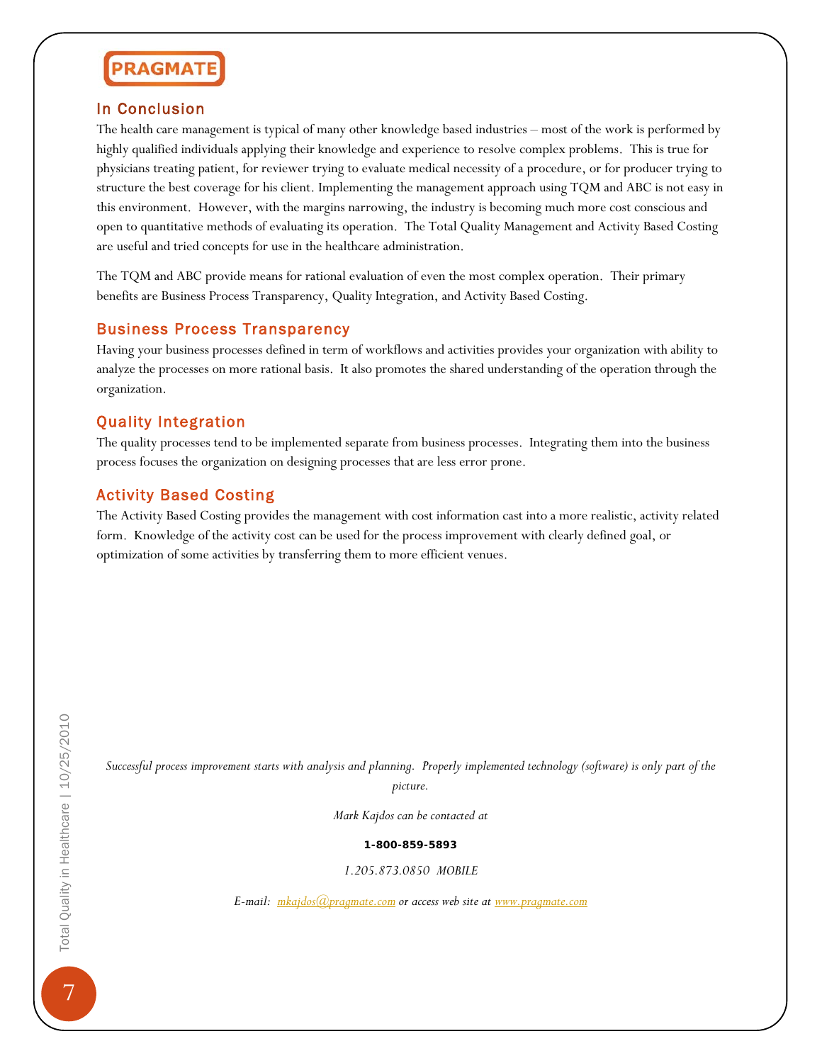## In Conclusion

The health care management is typical of many other knowledge based industries – most of the work is performed by highly qualified individuals applying their knowledge and experience to resolve complex problems. This is true for physicians treating patient, for reviewer trying to evaluate medical necessity of a procedure, or for producer trying to structure the best coverage for his client. Implementing the management approach using TQM and ABC is not easy in this environment. However, with the margins narrowing, the industry is becoming much more cost conscious and open to quantitative methods of evaluating its operation. The Total Quality Management and Activity Based Costing are useful and tried concepts for use in the healthcare administration.

The TQM and ABC provide means for rational evaluation of even the most complex operation. Their primary benefits are Business Process Transparency, Quality Integration, and Activity Based Costing.

## Business Process Transparency

Having your business processes defined in term of workflows and activities provides your organization with ability to analyze the processes on more rational basis. It also promotes the shared understanding of the operation through the organization.

## Quality Integration

The quality processes tend to be implemented separate from business processes. Integrating them into the business process focuses the organization on designing processes that are less error prone.

## Activity Based Costing

The Activity Based Costing provides the management with cost information cast into a more realistic, activity related form. Knowledge of the activity cost can be used for the process improvement with clearly defined goal, or optimization of some activities by transferring them to more efficient venues.

*Successful process improvement starts with analysis and planning. Properly implemented technology (software) is only part of the picture.*

*Mark Kajdos can be contacted at*

**1-800-859-5893**

*1.205.873.0850 MOBILE*

*E-mail: mkajdos@pragmate.com or access web site at www.pragmate.com*